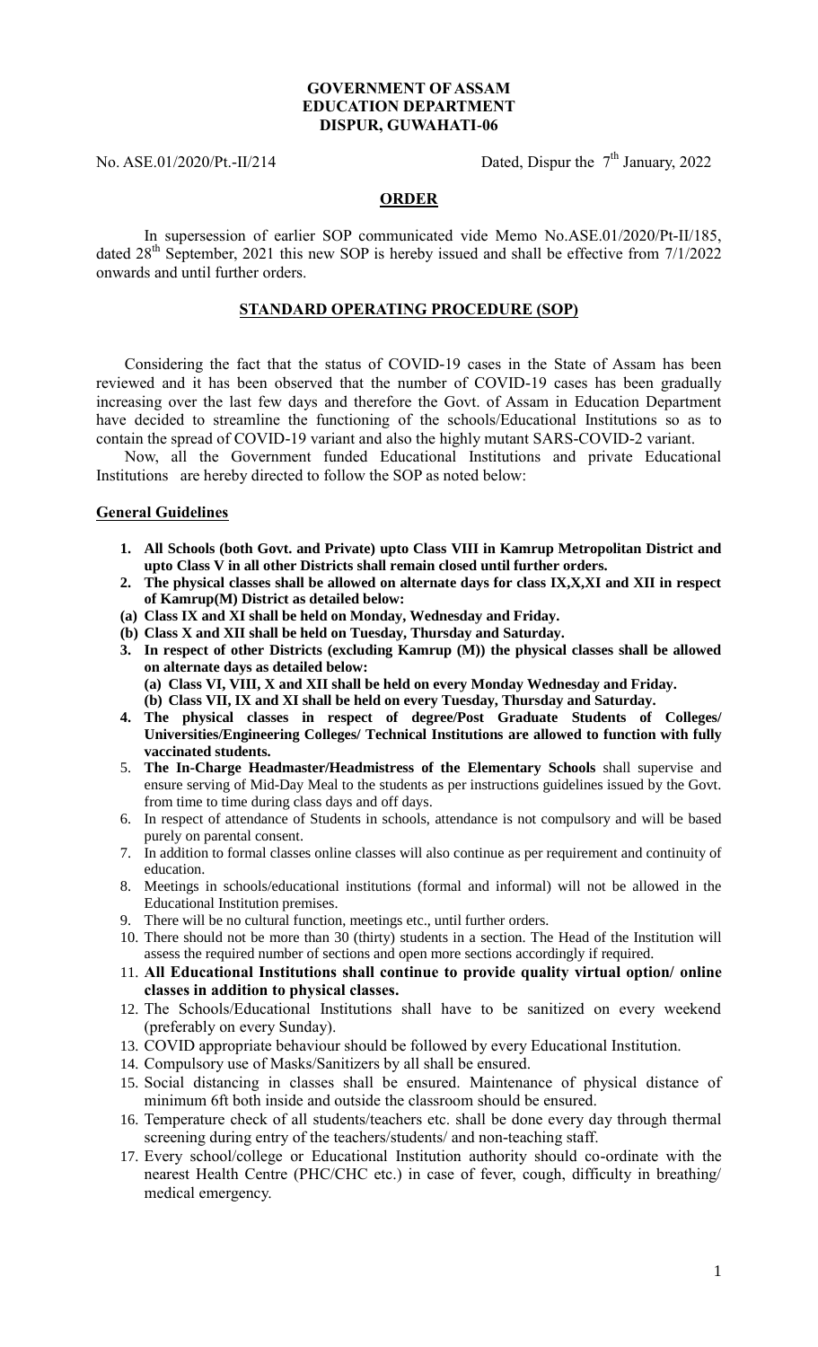**GOVERNMENT OF ASSAM**
**EDUCATION DEPARTMENT**
**DISPUR, GUWAHATI-06**

No. ASE.01/2020/Pt.-II/214 Dated, Dispur the 7th January, 2022

## ORDER

In supersession of earlier SOP communicated vide Memo No.ASE.01/2020/Pt-II/185, dated 28th September, 2021 this new SOP is hereby issued and shall be effective from 7/1/2022 onwards and until further orders.

## STANDARD OPERATING PROCEDURE (SOP)

Considering the fact that the status of COVID-19 cases in the State of Assam has been reviewed and it has been observed that the number of COVID-19 cases has been gradually increasing over the last few days and therefore the Govt. of Assam in Education Department have decided to streamline the functioning of the schools/Educational Institutions so as to contain the spread of COVID-19 variant and also the highly mutant SARS-COVID-2 variant.

Now, all the Government funded Educational Institutions and private Educational Institutions are hereby directed to follow the SOP as noted below:

### General Guidelines

1. **All Schools (both Govt. and Private) upto Class VIII in Kamrup Metropolitan District and upto Class V in all other Districts shall remain closed until further orders.**
2. **The physical classes shall be allowed on alternate days for class IX,X,XI and XII in respect of Kamrup(M) District as detailed below:**
   - **(a) Class IX and XI shall be held on Monday, Wednesday and Friday.**
   - **(b) Class X and XII shall be held on Tuesday, Thursday and Saturday.**
3. **In respect of other Districts (excluding Kamrup (M)) the physical classes shall be allowed on alternate days as detailed below:**
   - **(a) Class VI, VIII, X and XII shall be held on every Monday Wednesday and Friday.**
   - **(b) Class VII, IX and XI shall be held on every Tuesday, Thursday and Saturday.**
4. **The physical classes in respect of degree/Post Graduate Students of Colleges/ Universities/Engineering Colleges/ Technical Institutions are allowed to function with fully vaccinated students.**
5. **The In-Charge Headmaster/Headmistress of the Elementary Schools** shall supervise and ensure serving of Mid-Day Meal to the students as per instructions guidelines issued by the Govt. from time to time during class days and off days.
6. In respect of attendance of Students in schools, attendance is not compulsory and will be based purely on parental consent.
7. In addition to formal classes online classes will also continue as per requirement and continuity of education.
8. Meetings in schools/educational institutions (formal and informal) will not be allowed in the Educational Institution premises.
9. There will be no cultural function, meetings etc., until further orders.
10. There should not be more than 30 (thirty) students in a section. The Head of the Institution will assess the required number of sections and open more sections accordingly if required.
11. **All Educational Institutions shall continue to provide quality virtual option/ online classes in addition to physical classes.**
12. The Schools/Educational Institutions shall have to be sanitized on every weekend (preferably on every Sunday).
13. COVID appropriate behaviour should be followed by every Educational Institution.
14. Compulsory use of Masks/Sanitizers by all shall be ensured.
15. Social distancing in classes shall be ensured. Maintenance of physical distance of minimum 6ft both inside and outside the classroom should be ensured.
16. Temperature check of all students/teachers etc. shall be done every day through thermal screening during entry of the teachers/students/ and non-teaching staff.
17. Every school/college or Educational Institution authority should co-ordinate with the nearest Health Centre (PHC/CHC etc.) in case of fever, cough, difficulty in breathing/ medical emergency.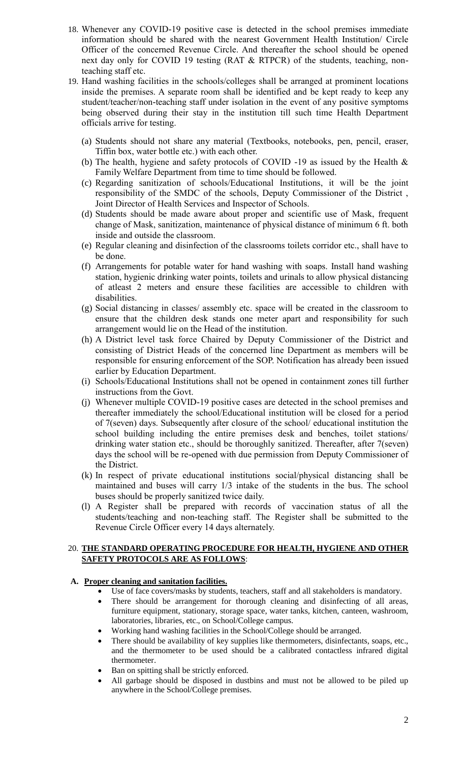18. Whenever any COVID-19 positive case is detected in the school premises immediate information should be shared with the nearest Government Health Institution/ Circle Officer of the concerned Revenue Circle. And thereafter the school should be opened next day only for COVID 19 testing (RAT & RTPCR) of the students, teaching, non-teaching staff etc.
19. Hand washing facilities in the schools/colleges shall be arranged at prominent locations inside the premises. A separate room shall be identified and be kept ready to keep any student/teacher/non-teaching staff under isolation in the event of any positive symptoms being observed during their stay in the institution till such time Health Department officials arrive for testing.
    - (a) Students should not share any material (Textbooks, notebooks, pen, pencil, eraser, Tiffin box, water bottle etc.) with each other.
    - (b) The health, hygiene and safety protocols of COVID -19 as issued by the Health & Family Welfare Department from time to time should be followed.
    - (c) Regarding sanitization of schools/Educational Institutions, it will be the joint responsibility of the SMDC of the schools, Deputy Commissioner of the District , Joint Director of Health Services and Inspector of Schools.
    - (d) Students should be made aware about proper and scientific use of Mask, frequent change of Mask, sanitization, maintenance of physical distance of minimum 6 ft. both inside and outside the classroom.
    - (e) Regular cleaning and disinfection of the classrooms toilets corridor etc., shall have to be done.
    - (f) Arrangements for potable water for hand washing with soaps. Install hand washing station, hygienic drinking water points, toilets and urinals to allow physical distancing of atleast 2 meters and ensure these facilities are accessible to children with disabilities.
    - (g) Social distancing in classes/ assembly etc. space will be created in the classroom to ensure that the children desk stands one meter apart and responsibility for such arrangement would lie on the Head of the institution.
    - (h) A District level task force Chaired by Deputy Commissioner of the District and consisting of District Heads of the concerned line Department as members will be responsible for ensuring enforcement of the SOP. Notification has already been issued earlier by Education Department.
    - (i) Schools/Educational Institutions shall not be opened in containment zones till further instructions from the Govt.
    - (j) Whenever multiple COVID-19 positive cases are detected in the school premises and thereafter immediately the school/Educational institution will be closed for a period of 7(seven) days. Subsequently after closure of the school/ educational institution the school building including the entire premises desk and benches, toilet stations/ drinking water station etc., should be thoroughly sanitized. Thereafter, after 7(seven) days the school will be re-opened with due permission from Deputy Commissioner of the District.
    - (k) In respect of private educational institutions social/physical distancing shall be maintained and buses will carry 1/3 intake of the students in the bus. The school buses should be properly sanitized twice daily.
    - (l) A Register shall be prepared with records of vaccination status of all the students/teaching and non-teaching staff. The Register shall be submitted to the Revenue Circle Officer every 14 days alternately.

20. **THE STANDARD OPERATING PROCEDURE FOR HEALTH, HYGIENE AND OTHER SAFETY PROTOCOLS ARE AS FOLLOWS**:

**A. Proper cleaning and sanitation facilities.**

- Use of face covers/masks by students, teachers, staff and all stakeholders is mandatory.
- There should be arrangement for thorough cleaning and disinfecting of all areas, furniture equipment, stationary, storage space, water tanks, kitchen, canteen, washroom, laboratories, libraries, etc., on School/College campus.
- Working hand washing facilities in the School/College should be arranged.
- There should be availability of key supplies like thermometers, disinfectants, soaps, etc., and the thermometer to be used should be a calibrated contactless infrared digital thermometer.
- Ban on spitting shall be strictly enforced.
- All garbage should be disposed in dustbins and must not be allowed to be piled up anywhere in the School/College premises.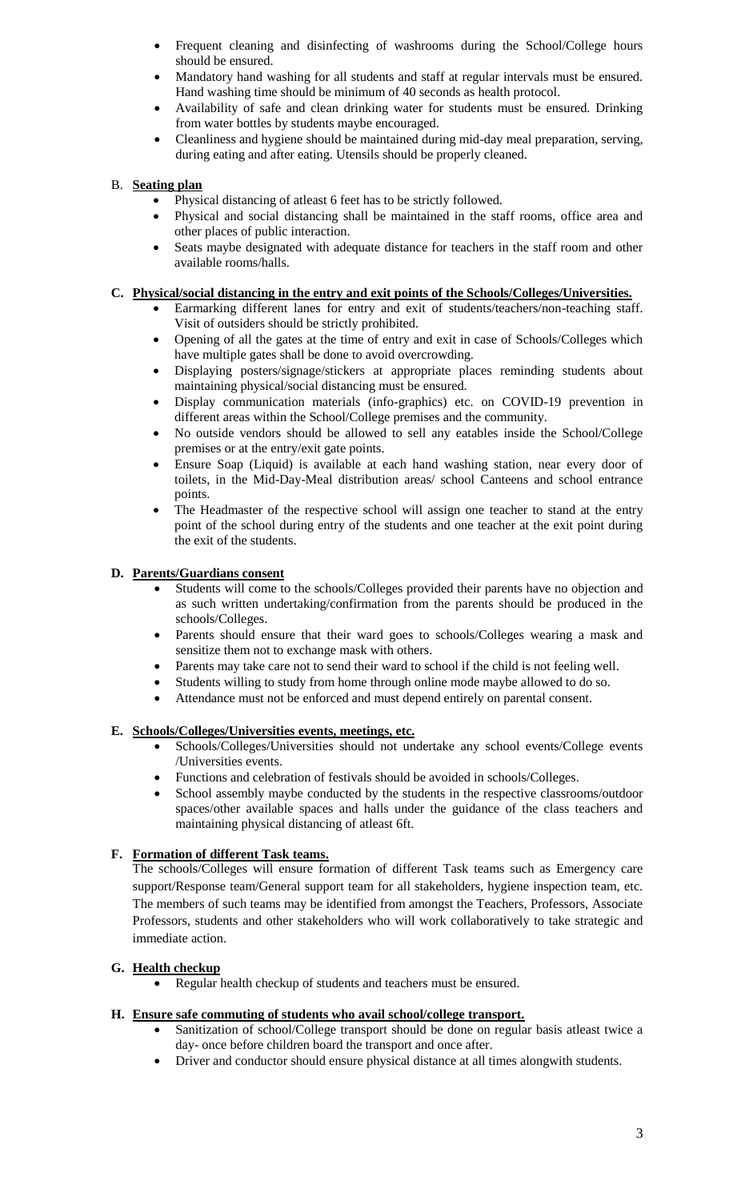- Frequent cleaning and disinfecting of washrooms during the School/College hours should be ensured.
- Mandatory hand washing for all students and staff at regular intervals must be ensured. Hand washing time should be minimum of 40 seconds as health protocol.
- Availability of safe and clean drinking water for students must be ensured. Drinking from water bottles by students maybe encouraged.
- Cleanliness and hygiene should be maintained during mid-day meal preparation, serving, during eating and after eating. Utensils should be properly cleaned.

B. **Seating plan**

- Physical distancing of atleast 6 feet has to be strictly followed.
- Physical and social distancing shall be maintained in the staff rooms, office area and other places of public interaction.
- Seats maybe designated with adequate distance for teachers in the staff room and other available rooms/halls.

**C. Physical/social distancing in the entry and exit points of the Schools/Colleges/Universities.**

- Earmarking different lanes for entry and exit of students/teachers/non-teaching staff. Visit of outsiders should be strictly prohibited.
- Opening of all the gates at the time of entry and exit in case of Schools/Colleges which have multiple gates shall be done to avoid overcrowding.
- Displaying posters/signage/stickers at appropriate places reminding students about maintaining physical/social distancing must be ensured.
- Display communication materials (info-graphics) etc. on COVID-19 prevention in different areas within the School/College premises and the community.
- No outside vendors should be allowed to sell any eatables inside the School/College premises or at the entry/exit gate points.
- Ensure Soap (Liquid) is available at each hand washing station, near every door of toilets, in the Mid-Day-Meal distribution areas/ school Canteens and school entrance points.
- The Headmaster of the respective school will assign one teacher to stand at the entry point of the school during entry of the students and one teacher at the exit point during the exit of the students.

**D. Parents/Guardians consent**

- Students will come to the schools/Colleges provided their parents have no objection and as such written undertaking/confirmation from the parents should be produced in the schools/Colleges.
- Parents should ensure that their ward goes to schools/Colleges wearing a mask and sensitize them not to exchange mask with others.
- Parents may take care not to send their ward to school if the child is not feeling well.
- Students willing to study from home through online mode maybe allowed to do so.
- Attendance must not be enforced and must depend entirely on parental consent.

**E. Schools/Colleges/Universities events, meetings, etc.**

- Schools/Colleges/Universities should not undertake any school events/College events /Universities events.
- Functions and celebration of festivals should be avoided in schools/Colleges.
- School assembly maybe conducted by the students in the respective classrooms/outdoor spaces/other available spaces and halls under the guidance of the class teachers and maintaining physical distancing of atleast 6ft.

**F. Formation of different Task teams.**

The schools/Colleges will ensure formation of different Task teams such as Emergency care support/Response team/General support team for all stakeholders, hygiene inspection team, etc. The members of such teams may be identified from amongst the Teachers, Professors, Associate Professors, students and other stakeholders who will work collaboratively to take strategic and immediate action.

**G. Health checkup**

- Regular health checkup of students and teachers must be ensured.

**H. Ensure safe commuting of students who avail school/college transport.**

- Sanitization of school/College transport should be done on regular basis atleast twice a day- once before children board the transport and once after.
- Driver and conductor should ensure physical distance at all times alongwith students.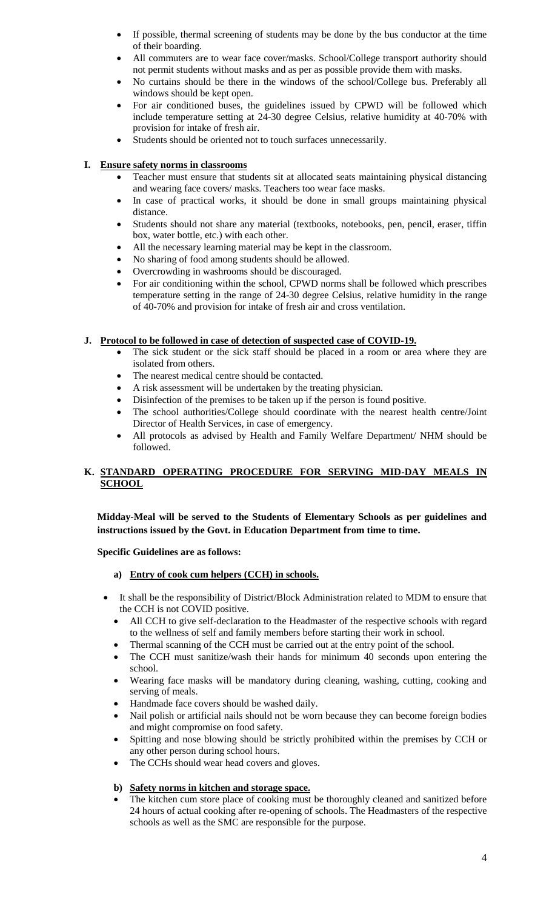- If possible, thermal screening of students may be done by the bus conductor at the time of their boarding.
- All commuters are to wear face cover/masks. School/College transport authority should not permit students without masks and as per as possible provide them with masks.
- No curtains should be there in the windows of the school/College bus. Preferably all windows should be kept open.
- For air conditioned buses, the guidelines issued by CPWD will be followed which include temperature setting at 24-30 degree Celsius, relative humidity at 40-70% with provision for intake of fresh air.
- Students should be oriented not to touch surfaces unnecessarily.

## I. Ensure safety norms in classrooms

- Teacher must ensure that students sit at allocated seats maintaining physical distancing and wearing face covers/ masks. Teachers too wear face masks.
- In case of practical works, it should be done in small groups maintaining physical distance.
- Students should not share any material (textbooks, notebooks, pen, pencil, eraser, tiffin box, water bottle, etc.) with each other.
- All the necessary learning material may be kept in the classroom.
- No sharing of food among students should be allowed.
- Overcrowding in washrooms should be discouraged.
- For air conditioning within the school, CPWD norms shall be followed which prescribes temperature setting in the range of 24-30 degree Celsius, relative humidity in the range of 40-70% and provision for intake of fresh air and cross ventilation.

## J. Protocol to be followed in case of detection of suspected case of COVID-19.

- The sick student or the sick staff should be placed in a room or area where they are isolated from others.
- The nearest medical centre should be contacted.
- A risk assessment will be undertaken by the treating physician.
- Disinfection of the premises to be taken up if the person is found positive.
- The school authorities/College should coordinate with the nearest health centre/Joint Director of Health Services, in case of emergency.
- All protocols as advised by Health and Family Welfare Department/ NHM should be followed.

## K. STANDARD OPERATING PROCEDURE FOR SERVING MID-DAY MEALS IN SCHOOL

**Midday-Meal will be served to the Students of Elementary Schools as per guidelines and instructions issued by the Govt. in Education Department from time to time.**

**Specific Guidelines are as follows:**

### a) Entry of cook cum helpers (CCH) in schools.

- It shall be the responsibility of District/Block Administration related to MDM to ensure that the CCH is not COVID positive.
- All CCH to give self-declaration to the Headmaster of the respective schools with regard to the wellness of self and family members before starting their work in school.
- Thermal scanning of the CCH must be carried out at the entry point of the school.
- The CCH must sanitize/wash their hands for minimum 40 seconds upon entering the school.
- Wearing face masks will be mandatory during cleaning, washing, cutting, cooking and serving of meals.
- Handmade face covers should be washed daily.
- Nail polish or artificial nails should not be worn because they can become foreign bodies and might compromise on food safety.
- Spitting and nose blowing should be strictly prohibited within the premises by CCH or any other person during school hours.
- The CCHs should wear head covers and gloves.

### b) Safety norms in kitchen and storage space.

- The kitchen cum store place of cooking must be thoroughly cleaned and sanitized before 24 hours of actual cooking after re-opening of schools. The Headmasters of the respective schools as well as the SMC are responsible for the purpose.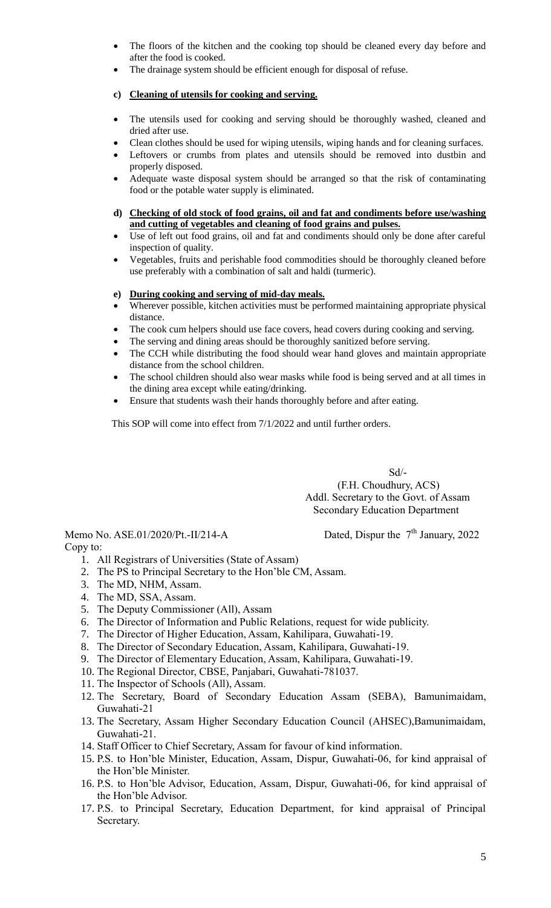- The floors of the kitchen and the cooking top should be cleaned every day before and after the food is cooked.
- The drainage system should be efficient enough for disposal of refuse.

**c) Cleaning of utensils for cooking and serving.**

- The utensils used for cooking and serving should be thoroughly washed, cleaned and dried after use.
- Clean clothes should be used for wiping utensils, wiping hands and for cleaning surfaces.
- Leftovers or crumbs from plates and utensils should be removed into dustbin and properly disposed.
- Adequate waste disposal system should be arranged so that the risk of contaminating food or the potable water supply is eliminated.

**d) Checking of old stock of food grains, oil and fat and condiments before use/washing and cutting of vegetables and cleaning of food grains and pulses.**

- Use of left out food grains, oil and fat and condiments should only be done after careful inspection of quality.
- Vegetables, fruits and perishable food commodities should be thoroughly cleaned before use preferably with a combination of salt and haldi (turmeric).

**e) During cooking and serving of mid-day meals.**

- Wherever possible, kitchen activities must be performed maintaining appropriate physical distance.
- The cook cum helpers should use face covers, head covers during cooking and serving.
- The serving and dining areas should be thoroughly sanitized before serving.
- The CCH while distributing the food should wear hand gloves and maintain appropriate distance from the school children.
- The school children should also wear masks while food is being served and at all times in the dining area except while eating/drinking.
- Ensure that students wash their hands thoroughly before and after eating.

This SOP will come into effect from 7/1/2022 and until further orders.

Sd/-
(F.H. Choudhury, ACS)
Addl. Secretary to the Govt. of Assam
Secondary Education Department

Memo No. ASE.01/2020/Pt.-II/214-A    Dated, Dispur the 7th January, 2022

Copy to:

1. All Registrars of Universities (State of Assam)
2. The PS to Principal Secretary to the Hon'ble CM, Assam.
3. The MD, NHM, Assam.
4. The MD, SSA, Assam.
5. The Deputy Commissioner (All), Assam
6. The Director of Information and Public Relations, request for wide publicity.
7. The Director of Higher Education, Assam, Kahilipara, Guwahati-19.
8. The Director of Secondary Education, Assam, Kahilipara, Guwahati-19.
9. The Director of Elementary Education, Assam, Kahilipara, Guwahati-19.
10. The Regional Director, CBSE, Panjabari, Guwahati-781037.
11. The Inspector of Schools (All), Assam.
12. The Secretary, Board of Secondary Education Assam (SEBA), Bamunimaidam, Guwahati-21
13. The Secretary, Assam Higher Secondary Education Council (AHSEC),Bamunimaidam, Guwahati-21.
14. Staff Officer to Chief Secretary, Assam for favour of kind information.
15. P.S. to Hon'ble Minister, Education, Assam, Dispur, Guwahati-06, for kind appraisal of the Hon'ble Minister.
16. P.S. to Hon'ble Advisor, Education, Assam, Dispur, Guwahati-06, for kind appraisal of the Hon'ble Advisor.
17. P.S. to Principal Secretary, Education Department, for kind appraisal of Principal Secretary.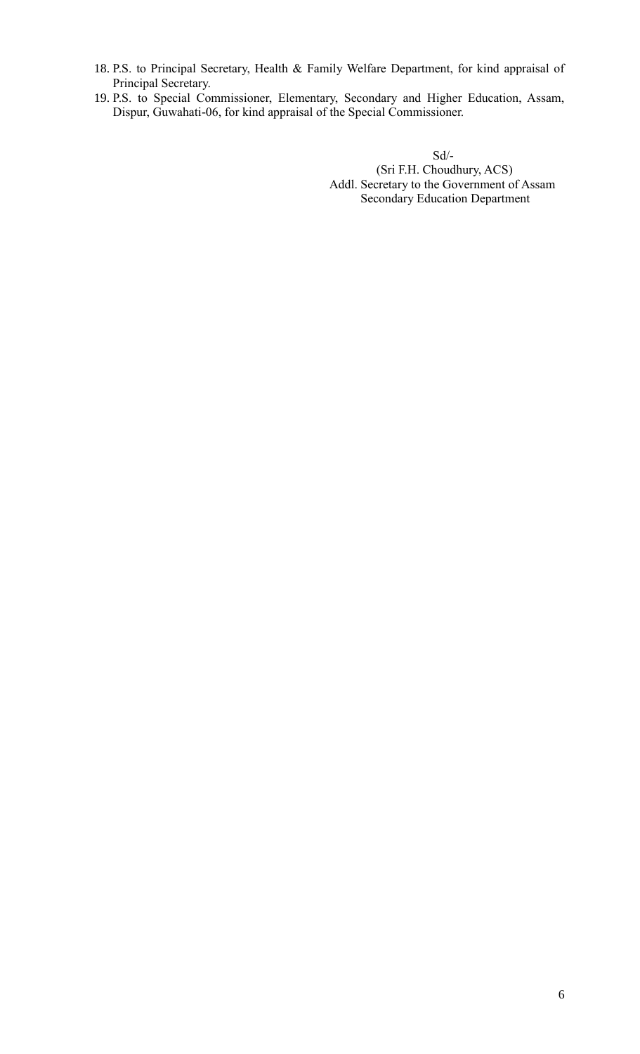18. P.S. to Principal Secretary, Health & Family Welfare Department, for kind appraisal of Principal Secretary.
19. P.S. to Special Commissioner, Elementary, Secondary and Higher Education, Assam, Dispur, Guwahati-06, for kind appraisal of the Special Commissioner.

Sd/-
(Sri F.H. Choudhury, ACS)
Addl. Secretary to the Government of Assam
Secondary Education Department